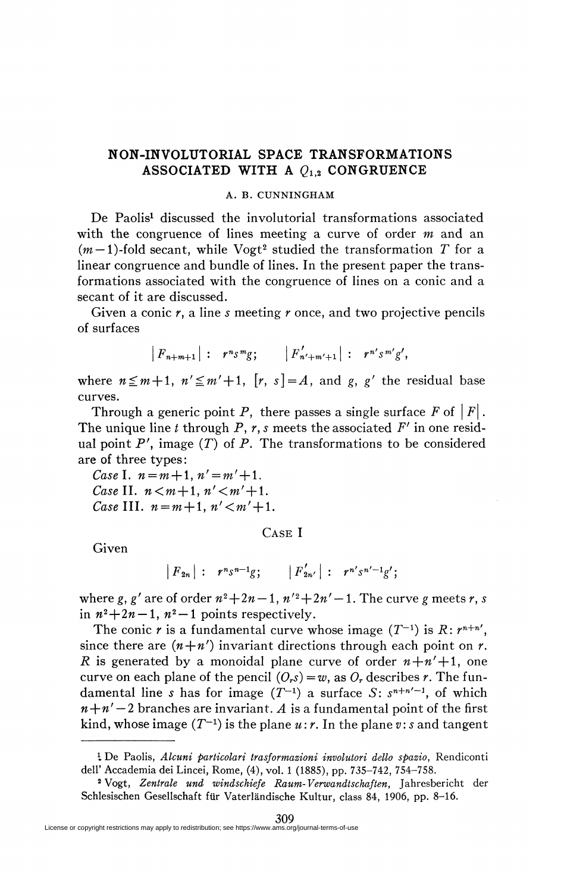# NON-INVOLUTORIAL SPACE TRANSFORMATIONS ASSOCIATED WITH A $Q_{1,2}$ CONGRUENCE

A. B. CUNNINGHAM

De Paolis[1] discussed the involutorial transformations associated with the congruence of lines meeting a curve of order $m$ and an $(m-1)$-fold secant, while Vogt[2] studied the transformation $T$ for a linear congruence and bundle of lines. In the present paper the transformations associated with the congruence of lines on a conic and a secant of it are discussed.

Given a conic $r$, a line $s$ meeting $r$ once, and two projective pencils of surfaces

$$|F_{n+m+1}| : \quad r^n s^m g; \qquad |F'_{n'+m'+1}| : \quad r^{n'} s^{m'} g',$$

where $n \leq m+1$, $n' \leq m'+1$, $[r, s] = A$, and $g$, $g'$ the residual base curves.

Through a generic point $P$, there passes a single surface $F$ of $|F|$. The unique line $t$ through $P$, $r$, $s$ meets the associated $F'$ in one residual point $P'$, image ($T$) of $P$. The transformations to be considered are of three types:

*Case* I. $n = m+1$, $n' = m'+1$.
*Case* II. $n < m+1$, $n' < m'+1$.
*Case* III. $n = m+1$, $n' < m'+1$.

## CASE I

Given

$$|F_{2n}| : \quad r^n s^{n-1} g; \qquad |F'_{2n'}| : \quad r^{n'} s^{n'-1} g';$$

where $g$, $g'$ are of order $n^2+2n-1$, $n'^2+2n'-1$. The curve $g$ meets $r$, $s$ in $n^2+2n-1$, $n^2-1$ points respectively.

The conic $r$ is a fundamental curve whose image ($T^{-1}$) is $R$: $r^{n+n'}$, since there are $(n+n')$ invariant directions through each point on $r$. $R$ is generated by a monoidal plane curve of order $n+n'+1$, one curve on each plane of the pencil $(O_r s) = w$, as $O_r$ describes $r$. The fundamental line $s$ has for image ($T^{-1}$) a surface $S$: $s^{n+n'-1}$, of which $n+n'-2$ branches are invariant. $A$ is a fundamental point of the first kind, whose image ($T^{-1}$) is the plane $u$: $r$. In the plane $v$: $s$ and tangent

---

[1] De Paolis, *Alcuni particolari trasformazioni involutori dello spazio*, Rendiconti dell' Accademia dei Lincei, Rome, (4), vol. 1 (1885), pp. 735–742, 754–758.

[2] Vogt, *Zentrale und windschiefe Raum-Verwandtschaften*, Jahresbericht der Schlesischen Gesellschaft für Vaterländische Kultur, class 84, 1906, pp. 8–16.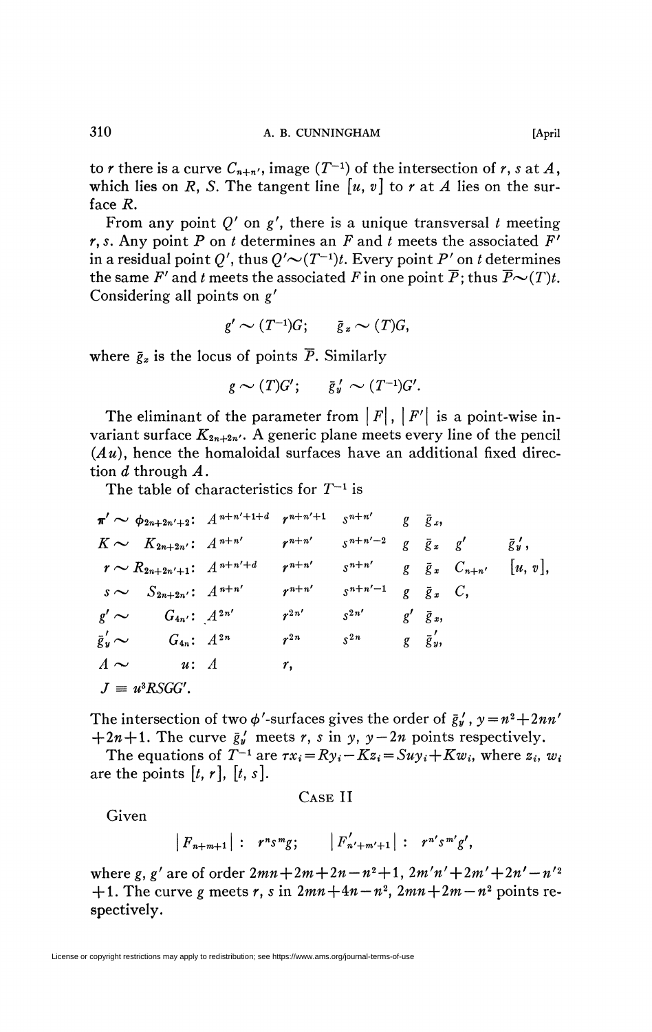to $r$ there is a curve $C_{n+n'}$, image $(T^{-1})$ of the intersection of $r, s$ at $A$, which lies on $R, S$. The tangent line $[u, v]$ to $r$ at $A$ lies on the surface $R$.

From any point $Q'$ on $g'$, there is a unique transversal $t$ meeting $r, s$. Any point $P$ on $t$ determines an $F$ and $t$ meets the associated $F'$ in a residual point $Q'$, thus $Q' \sim (T^{-1})t$. Every point $P'$ on $t$ determines the same $F'$ and $t$ meets the associated $F$ in one point $\bar{P}$; thus $\bar{P} \sim (T)t$. Considering all points on $g'$

$$g' \sim (T^{-1})G; \qquad \bar{g}_x \sim (T)G,$$

where $\bar{g}_x$ is the locus of points $\bar{P}$. Similarly

$$g \sim (T)G'; \qquad \bar{g}_y' \sim (T^{-1})G'.$$

The eliminant of the parameter from $|F|$, $|F'|$ is a point-wise invariant surface $K_{2n+2n'}$. A generic plane meets every line of the pencil $(Au)$, hence the homaloidal surfaces have an additional fixed direction $d$ through $A$.

The table of characteristics for $T^{-1}$ is

| | | | | | | | | |
|---|---|---|---|---|---|---|---|---|
| $\pi' \sim \phi_{2n+2n'+2}$: | $A^{n+n'+1+d}$ | $r^{n+n'+1}$ | $s^{n+n'}$ | $g$ | $\bar{g}_x$, | | |
| $K \sim \quad K_{2n+2n'}$: | $A^{n+n'}$ | $r^{n+n'}$ | $s^{n+n'-2}$ | $g$ | $\bar{g}_x$ | $g'$ | $\bar{g}_y'$, |
| $r \sim R_{2n+2n'+1}$: | $A^{n+n'+d}$ | $r^{n+n'}$ | $s^{n+n'}$ | $g$ | $\bar{g}_x$ | $C_{n+n'}$ | $[u, v]$, |
| $s \sim \quad S_{2n+2n'}$: | $A^{n+n'}$ | $r^{n+n'}$ | $s^{n+n'-1}$ | $g$ | $\bar{g}_x$ | $C$, | |
| $g' \sim \qquad G_{4n'}$: | $A^{2n'}$ | $r^{2n'}$ | $s^{2n'}$ | $g'$ | $\bar{g}_x$, | | |
| $\bar{g}_y' \sim \qquad G_{4n}$: | $A^{2n}$ | $r^{2n}$ | $s^{2n}$ | $g$ | $\bar{g}_y'$, | | |
| $A \sim \qquad u$: | $A$ | $r$, | | | | | |

$J \equiv u^3 RSGG'$.

The intersection of two $\phi'$-surfaces gives the order of $\bar{g}_y'$, $y = n^2 + 2nn' + 2n + 1$. The curve $\bar{g}_y'$ meets $r, s$ in $y$, $y - 2n$ points respectively.

The equations of $T^{-1}$ are $\tau x_i = Ry_i - Kz_i = Suy_i + Kw_i$, where $z_i$, $w_i$ are the points $[t, r]$, $[t, s]$.

## Case II

Given

$$|F_{n+m+1}|: \ r^n s^m g; \qquad |F'_{n'+m'+1}|: \ r^{n'} s^{m'} g',$$

where $g, g'$ are of order $2mn + 2m + 2n - n^2 + 1$, $2m'n' + 2m' + 2n' - n'^2 + 1$. The curve $g$ meets $r, s$ in $2mn + 4n - n^2$, $2mn + 2m - n^2$ points respectively.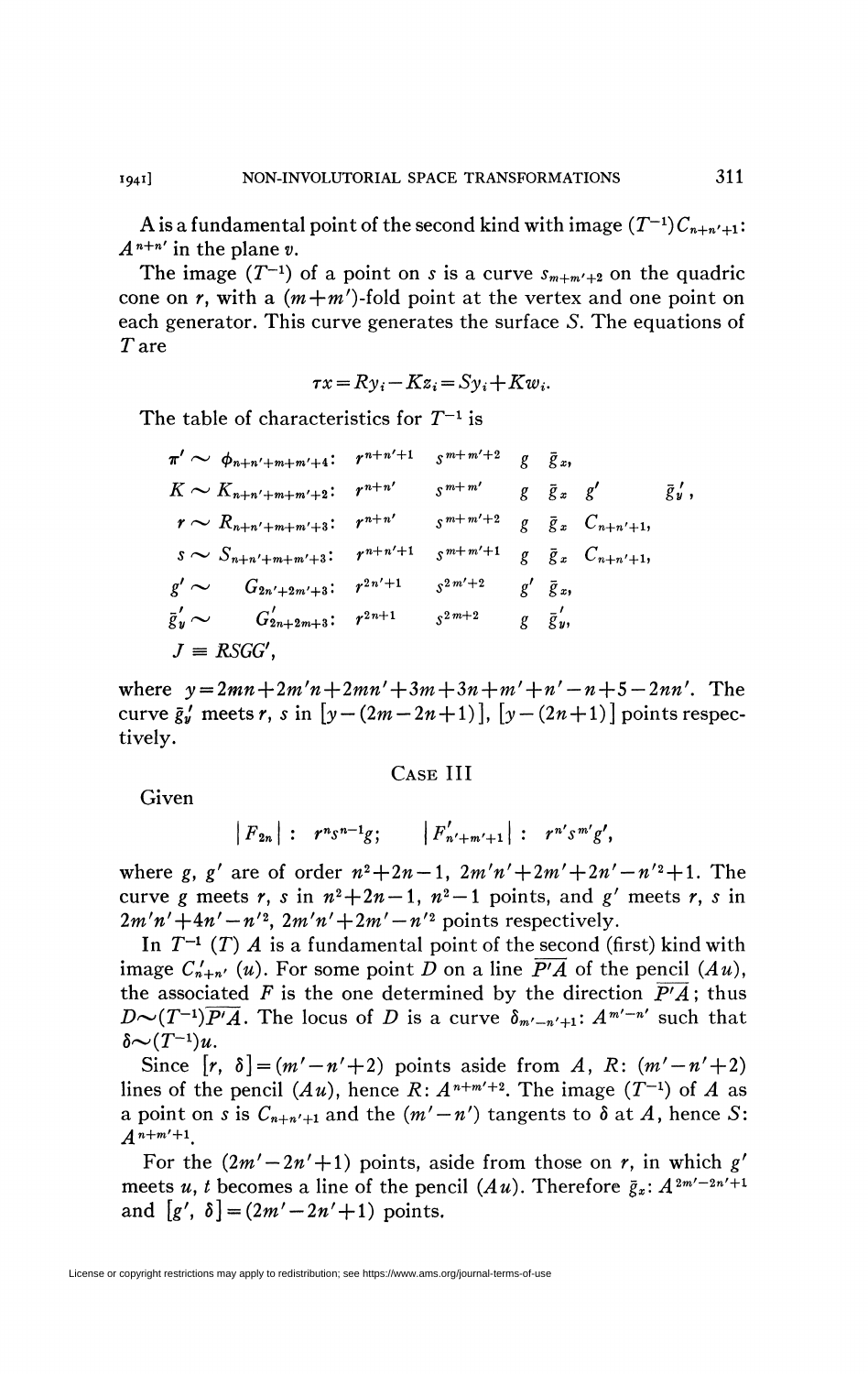A is a fundamental point of the second kind with image $(T^{-1})C_{n+n'+1}$: $A^{n+n'}$ in the plane $v$.

The image $(T^{-1})$ of a point on $s$ is a curve $s_{m+m'+2}$ on the quadric cone on $r$, with a $(m+m')$-fold point at the vertex and one point on each generator. This curve generates the surface $S$. The equations of $T$ are

$$\tau x = Ry_i - Kz_i = Sy_i + Kw_i.$$

The table of characteristics for $T^{-1}$ is

$$
\begin{array}{llllllll}
\pi' \sim \phi_{n+n'+m+m'+4}: & r^{n+n'+1} & s^{m+m'+2} & g & \bar{g}_x, & & \\
K \sim K_{n+n'+m+m'+2}: & r^{n+n'} & s^{m+m'} & g & \bar{g}_x & g' & \bar{g}'_y, \\
r \sim R_{n+n'+m+m'+3}: & r^{n+n'} & s^{m+m'+2} & g & \bar{g}_x & C_{n+n'+1}, & \\
s \sim S_{n+n'+m+m'+3}: & r^{n+n'+1} & s^{m+m'+1} & g & \bar{g}_x & C_{n+n'+1}, & \\
g' \sim \quad G_{2n'+2m'+3}: & r^{2n'+1} & s^{2m'+2} & g' & \bar{g}_x, & & \\
\bar{g}'_y \sim \quad G'_{2n+2m+3}: & r^{2n+1} & s^{2m+2} & g & \bar{g}'_y, & & \\
J \equiv RSGG', & & & & & &
\end{array}
$$

where $y = 2mn + 2m'n + 2mn' + 3m + 3n + m' + n' - n + 5 - 2nn'$. The curve $\bar{g}'_y$ meets $r$, $s$ in $[y - (2m - 2n + 1)]$, $[y - (2n + 1)]$ points respectively.

## Case III

Given

$$|F_{2n}|: \; r^n s^{n-1} g; \qquad |F'_{n'+m'+1}|: \; r^{n'} s^{m'} g',$$

where $g$, $g'$ are of order $n^2 + 2n - 1$, $2m'n' + 2m' + 2n' - n'^2 + 1$. The curve $g$ meets $r$, $s$ in $n^2 + 2n - 1$, $n^2 - 1$ points, and $g'$ meets $r$, $s$ in $2m'n' + 4n' - n'^2$, $2m'n' + 2m' - n'^2$ points respectively.

In $T^{-1}$ $(T)$ $A$ is a fundamental point of the second (first) kind with image $C'_{n+n'}$ $(u)$. For some point $D$ on a line $\overline{P'A}$ of the pencil $(Au)$, the associated $F$ is the one determined by the direction $\overline{P'A}$; thus $D \sim (T^{-1})\overline{P'A}$. The locus of $D$ is a curve $\delta_{m'-n'+1}$: $A^{m'-n'}$ such that $\delta \sim (T^{-1})u$.

Since $[r, \delta] = (m' - n' + 2)$ points aside from $A$, $R$: $(m' - n' + 2)$ lines of the pencil $(Au)$, hence $R$: $A^{n+m'+2}$. The image $(T^{-1})$ of $A$ as a point on $s$ is $C_{n+n'+1}$ and the $(m' - n')$ tangents to $\delta$ at $A$, hence $S$: $A^{n+m'+1}$.

For the $(2m' - 2n' + 1)$ points, aside from those on $r$, in which $g'$ meets $u$, $t$ becomes a line of the pencil $(Au)$. Therefore $\bar{g}_x$: $A^{2m'-2n'+1}$ and $[g', \delta] = (2m' - 2n' + 1)$ points.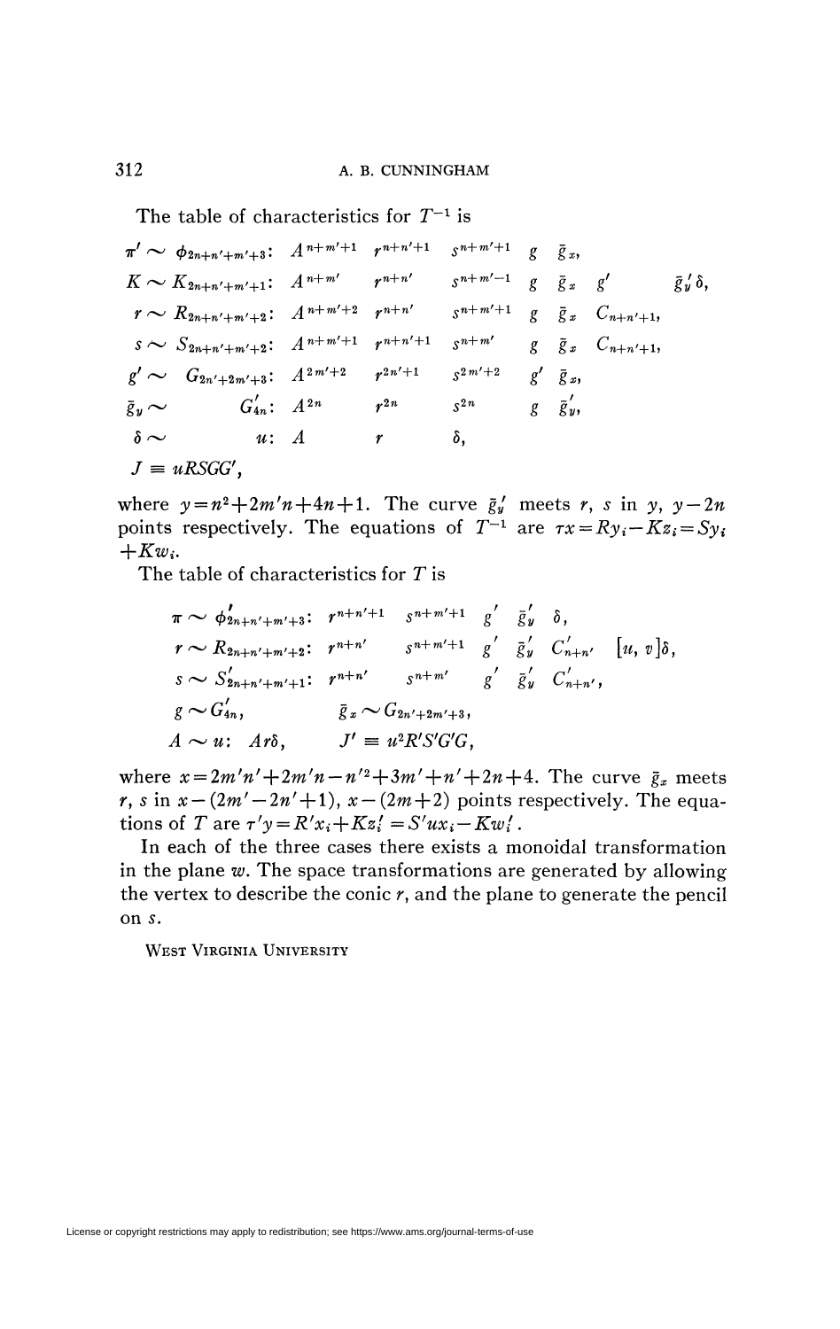The table of characteristics for $T^{-1}$ is

$$
\begin{array}{llllllll}
\pi' \sim \phi_{2n+n'+m'+3}: & A^{n+m'+1} & r^{n+n'+1} & s^{n+m'+1} & g & \bar{g}_x, & & \\
K \sim K_{2n+n'+m'+1}: & A^{n+m'} & r^{n+n'} & s^{n+m'-1} & g & \bar{g}_x & g' & \bar{g}_y'\delta, \\
r \sim R_{2n+n'+m'+2}: & A^{n+m'+2} & r^{n+n'} & s^{n+m'+1} & g & \bar{g}_x & C_{n+n'+1}, & \\
s \sim S_{2n+n'+m'+2}: & A^{n+m'+1} & r^{n+n'+1} & s^{n+m'} & g & \bar{g}_x & C_{n+n'+1}, & \\
g' \sim G_{2n'+2m'+3}: & A^{2m'+2} & r^{2n'+1} & s^{2m'+2} & g' & \bar{g}_x, & & \\
\bar{g}_y \sim G'_{4n}: & A^{2n} & r^{2n} & s^{2n} & g & \bar{g}_y', & & \\
\delta \sim u: & A & r & \delta, & & & &
\end{array}
$$

$J \equiv uRSGG'$,

where $y = n^2 + 2m'n + 4n + 1$. The curve $\bar{g}_y'$ meets $r$, $s$ in $y$, $y - 2n$ points respectively. The equations of $T^{-1}$ are $\tau x = Ry_i - Kz_i = Sy_i + Kw_i$.

The table of characteristics for $T$ is

$$
\begin{array}{llllllll}
\pi \sim \phi'_{2n+n'+m'+3}: & r^{n+n'+1} & s^{n+m'+1} & g' & \bar{g}_y' & \delta, & & \\
r \sim R_{2n+n'+m'+2}: & r^{n+n'} & s^{n+m'+1} & g' & \bar{g}_y' & C'_{n+n'} & [u, v]\delta, & \\
s \sim S'_{2n+n'+m'+1}: & r^{n+n'} & s^{n+m'} & g' & \bar{g}_y' & C'_{n+n'}, & &
\end{array}
$$

$g \sim G'_{4n}$, $\qquad \bar{g}_x \sim G_{2n'+2m'+3}$,

$A \sim u$: $Ar\delta$, $\qquad J' \equiv u^2R'S'G'G$,

where $x = 2m'n' + 2m'n - n'^2 + 3m' + n' + 2n + 4$. The curve $\bar{g}_x$ meets $r$, $s$ in $x - (2m' - 2n' + 1)$, $x - (2m + 2)$ points respectively. The equations of $T$ are $\tau' y = R'x_i + Kz_i' = S'ux_i - Kw_i'$.

In each of the three cases there exists a monoidal transformation in the plane $w$. The space transformations are generated by allowing the vertex to describe the conic $r$, and the plane to generate the pencil on $s$.

West Virginia University